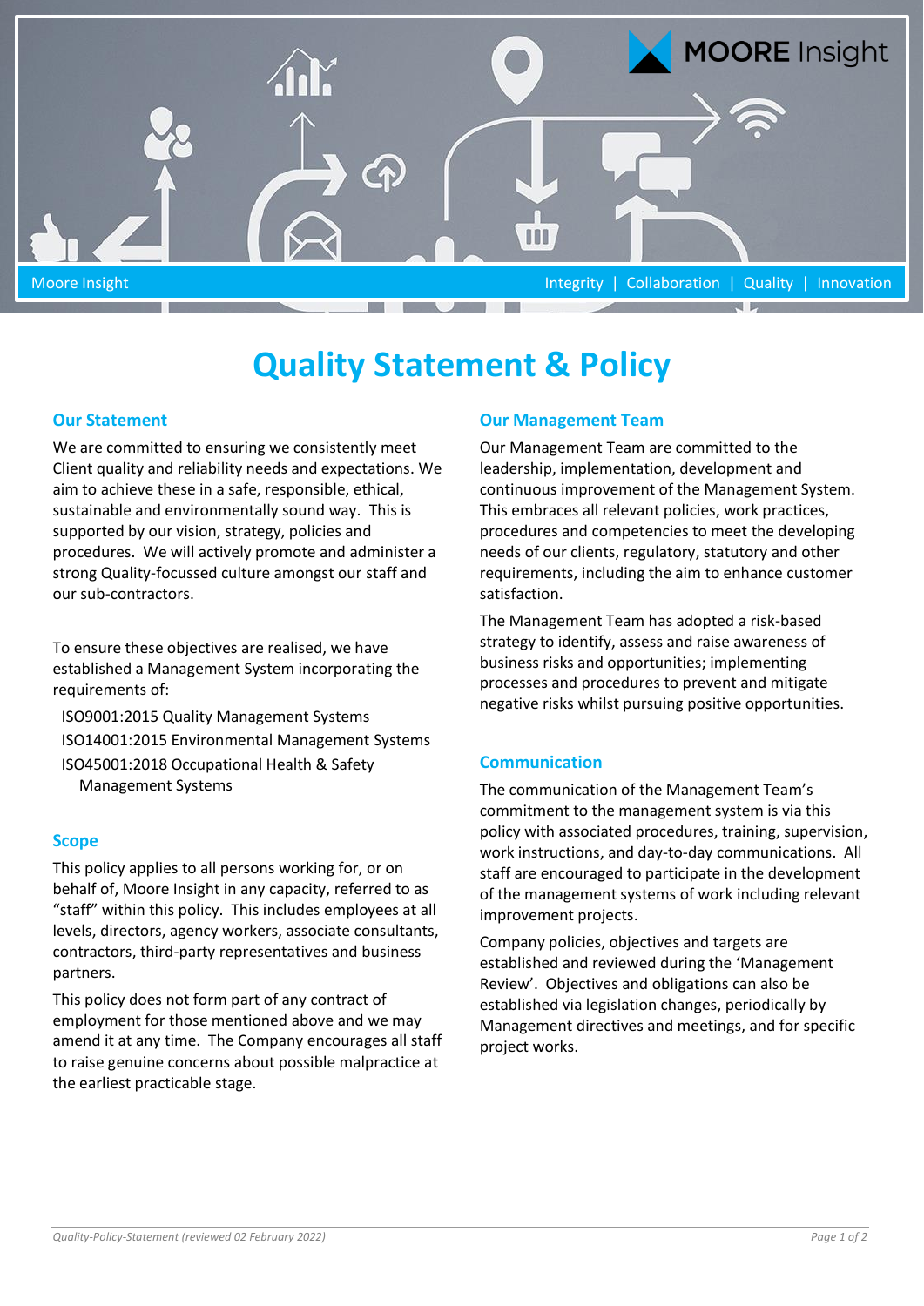Moore Insight

Integrity | Collaboration | Quality | Innovation

# Quality Statement & Policy

## Our Statement

We are committed to ensuring we consistently meet Client quality and reliability needs and expectations. We aim to achieve these in a safe, responsible, ethical, sustainable and environmentally sound way. This is supported by our vision, strategy, policies and procedures. We will actively promote and administer a strong Quality-focussed culture amongst our staff and our sub-contractors.

To ensure these objectives are realised, we have established a Management System incorporating the requirements of:

- ISO9001:2015 Quality Management Systems
- ISO14001:2015 Environmental Management Systems
- ISO45001:2018 Occupational Health & Safety Management Systems

## Scope

This policy applies to all persons working for, or on behalf of, Moore Insight in any capacity, referred to as "staff" within this policy. This includes employees at all levels, directors, agency workers, associate consultants, contractors, third-party representatives and business partners.

This policy does not form part of any contract of employment for those mentioned above and we may amend it at any time. The Company encourages all staff to raise genuine concerns about possible malpractice at the earliest practicable stage.

## Our Management Team

Our Management Team are committed to the leadership, implementation, development and continuous improvement of the Management System. This embraces all relevant policies, work practices, procedures and competencies to meet the developing needs of our clients, regulatory, statutory and other requirements, including the aim to enhance customer satisfaction.

The Management Team has adopted a risk-based strategy to identify, assess and raise awareness of business risks and opportunities; implementing processes and procedures to prevent and mitigate negative risks whilst pursuing positive opportunities.

## Communication

The communication of the Management Team's commitment to the management system is via this policy with associated procedures, training, supervision, work instructions, and day-to-day communications. All staff are encouraged to participate in the development of the management systems of work including relevant improvement projects.

Company policies, objectives and targets are established and reviewed during the 'Management Review'. Objectives and obligations can also be established via legislation changes, periodically by Management directives and meetings, and for specific project works.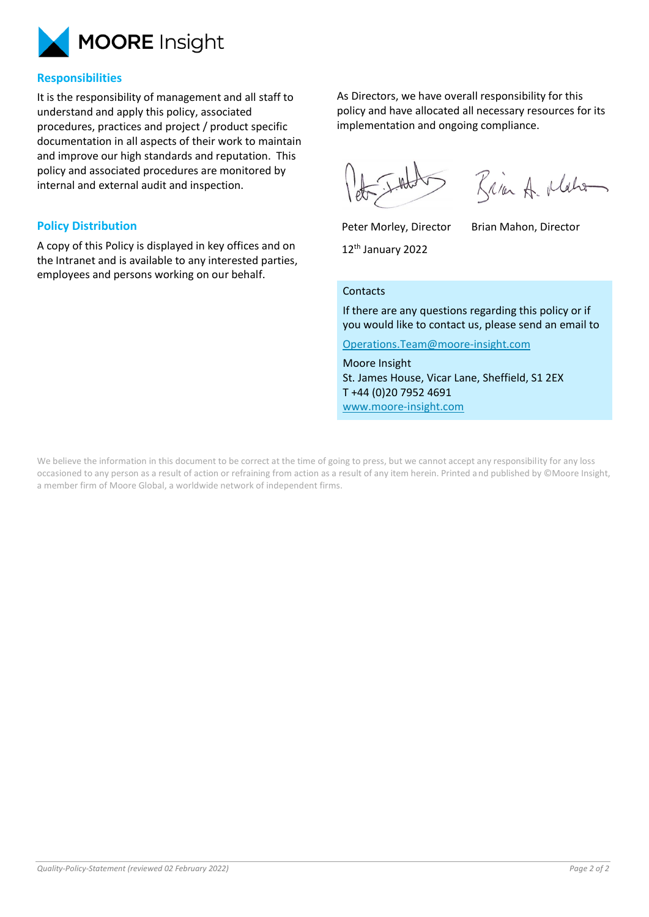## Responsibilities

It is the responsibility of management and all staff to understand and apply this policy, associated procedures, practices and project / product specific documentation in all aspects of their work to maintain and improve our high standards and reputation. This policy and associated procedures are monitored by internal and external audit and inspection.

## Policy Distribution

A copy of this Policy is displayed in key offices and on the Intranet and is available to any interested parties, employees and persons working on our behalf.

As Directors, we have overall responsibility for this policy and have allocated all necessary resources for its implementation and ongoing compliance.

Peter Morley, Director     Brian Mahon, Director

12th January 2022

Contacts

If there are any questions regarding this policy or if you would like to contact us, please send an email to

Operations.Team@moore-insight.com

Moore Insight
St. James House, Vicar Lane, Sheffield, S1 2EX
T +44 (0)20 7952 4691
www.moore-insight.com

We believe the information in this document to be correct at the time of going to press, but we cannot accept any responsibility for any loss occasioned to any person as a result of action or refraining from action as a result of any item herein. Printed and published by ©Moore Insight, a member firm of Moore Global, a worldwide network of independent firms.